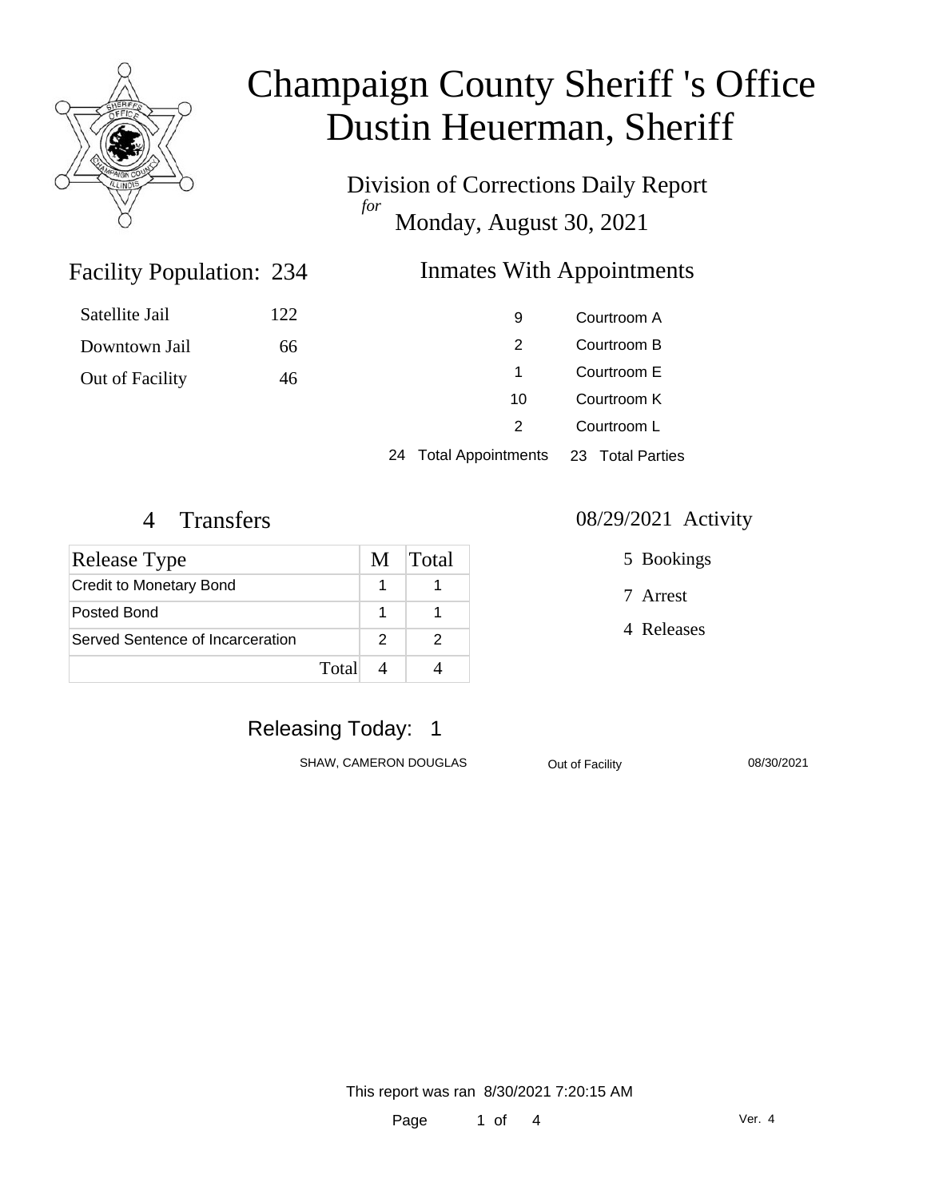# Champaign County Sheriff 's Office
# Dustin Heuerman, Sheriff

Division of Corrections Daily Report
*for*
Monday, August 30, 2021

## Facility Population: 234

| | |
|---|---|
| Satellite Jail | 122 |
| Downtown Jail | 66 |
| Out of Facility | 46 |

## Inmates With Appointments

| | |
|---|---|
| 9 | Courtroom A |
| 2 | Courtroom B |
| 1 | Courtroom E |
| 10 | Courtroom K |
| 2 | Courtroom L |
| 24 Total Appointments | 23 Total Parties |

## 4 Transfers

| Release Type | M | Total |
|---|---|---|
| Credit to Monetary Bond | 1 | 1 |
| Posted Bond | 1 | 1 |
| Served Sentence of Incarceration | 2 | 2 |
| Total | 4 | 4 |

## 08/29/2021 Activity

- 5 Bookings
- 7 Arrest
- 4 Releases

## Releasing Today: 1

| | | |
|---|---|---|
| SHAW, CAMERON DOUGLAS | Out of Facility | 08/30/2021 |

This report was ran 8/30/2021 7:20:15 AM

Ver. 4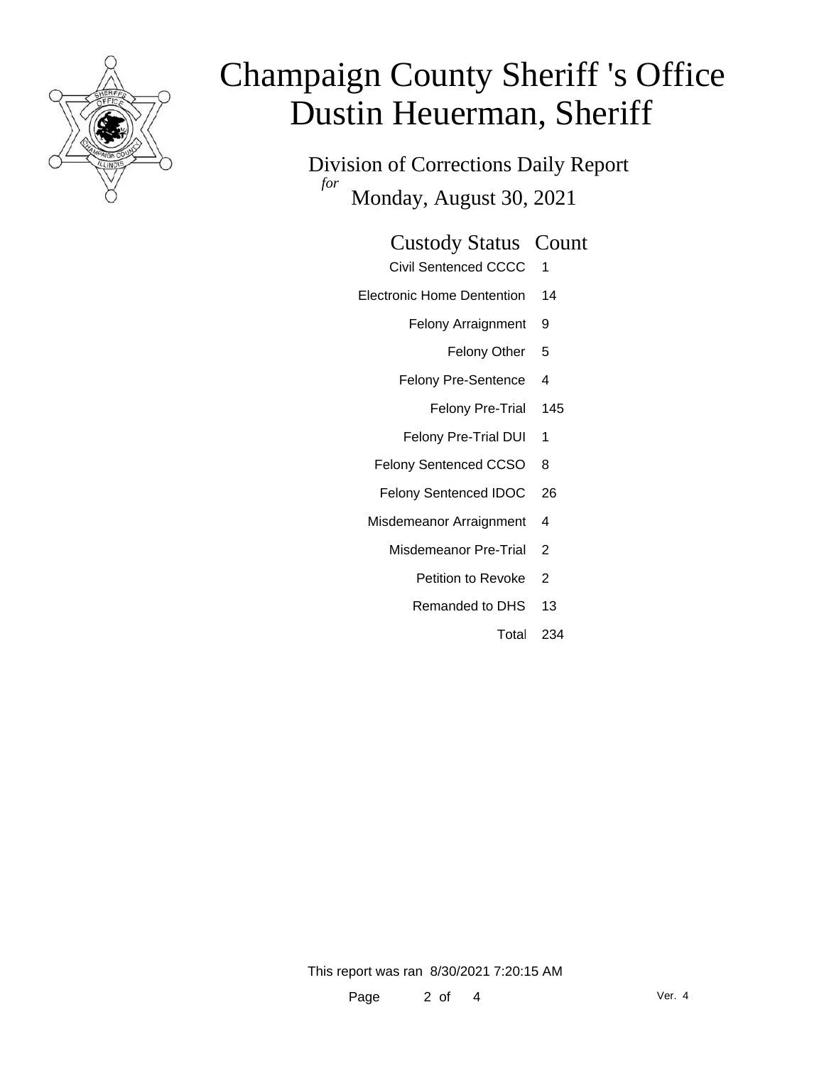# Champaign County Sheriff 's Office
# Dustin Heuerman, Sheriff

## Division of Corrections Daily Report

*for*

Monday, August 30, 2021

| Custody Status | Count |
|---|---|
| Civil Sentenced CCCC | 1 |
| Electronic Home Dentention | 14 |
| Felony Arraignment | 9 |
| Felony Other | 5 |
| Felony Pre-Sentence | 4 |
| Felony Pre-Trial | 145 |
| Felony Pre-Trial DUI | 1 |
| Felony Sentenced CCSO | 8 |
| Felony Sentenced IDOC | 26 |
| Misdemeanor Arraignment | 4 |
| Misdemeanor Pre-Trial | 2 |
| Petition to Revoke | 2 |
| Remanded to DHS | 13 |
| Total | 234 |

This report was ran 8/30/2021 7:20:15 AM

Ver. 4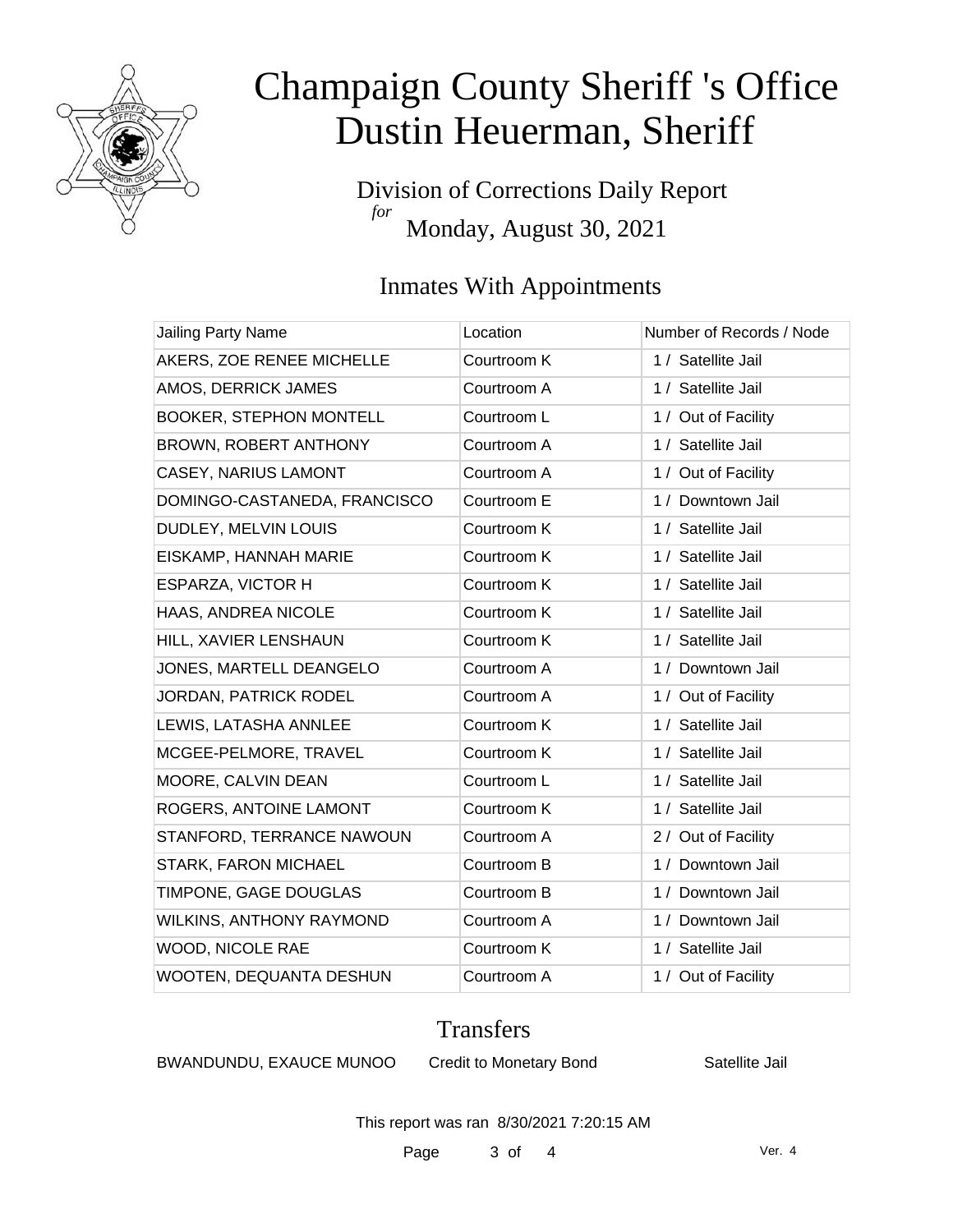# Champaign County Sheriff 's Office
# Dustin Heuerman, Sheriff

Division of Corrections Daily Report
*for*
Monday, August 30, 2021

## Inmates With Appointments

| Jailing Party Name | Location | Number of Records / Node |
|---|---|---|
| AKERS, ZOE RENEE MICHELLE | Courtroom K | 1 / Satellite Jail |
| AMOS, DERRICK JAMES | Courtroom A | 1 / Satellite Jail |
| BOOKER, STEPHON MONTELL | Courtroom L | 1 / Out of Facility |
| BROWN, ROBERT ANTHONY | Courtroom A | 1 / Satellite Jail |
| CASEY, NARIUS LAMONT | Courtroom A | 1 / Out of Facility |
| DOMINGO-CASTANEDA, FRANCISCO | Courtroom E | 1 / Downtown Jail |
| DUDLEY, MELVIN LOUIS | Courtroom K | 1 / Satellite Jail |
| EISKAMP, HANNAH MARIE | Courtroom K | 1 / Satellite Jail |
| ESPARZA, VICTOR H | Courtroom K | 1 / Satellite Jail |
| HAAS, ANDREA NICOLE | Courtroom K | 1 / Satellite Jail |
| HILL, XAVIER LENSHAUN | Courtroom K | 1 / Satellite Jail |
| JONES, MARTELL DEANGELO | Courtroom A | 1 / Downtown Jail |
| JORDAN, PATRICK RODEL | Courtroom A | 1 / Out of Facility |
| LEWIS, LATASHA ANNLEE | Courtroom K | 1 / Satellite Jail |
| MCGEE-PELMORE, TRAVEL | Courtroom K | 1 / Satellite Jail |
| MOORE, CALVIN DEAN | Courtroom L | 1 / Satellite Jail |
| ROGERS, ANTOINE LAMONT | Courtroom K | 1 / Satellite Jail |
| STANFORD, TERRANCE NAWOUN | Courtroom A | 2 / Out of Facility |
| STARK, FARON MICHAEL | Courtroom B | 1 / Downtown Jail |
| TIMPONE, GAGE DOUGLAS | Courtroom B | 1 / Downtown Jail |
| WILKINS, ANTHONY RAYMOND | Courtroom A | 1 / Downtown Jail |
| WOOD, NICOLE RAE | Courtroom K | 1 / Satellite Jail |
| WOOTEN, DEQUANTA DESHUN | Courtroom A | 1 / Out of Facility |

## Transfers

| | | |
|---|---|---|
| BWANDUNDU, EXAUCE MUNOO | Credit to Monetary Bond | Satellite Jail |

This report was ran 8/30/2021 7:20:15 AM

Ver. 4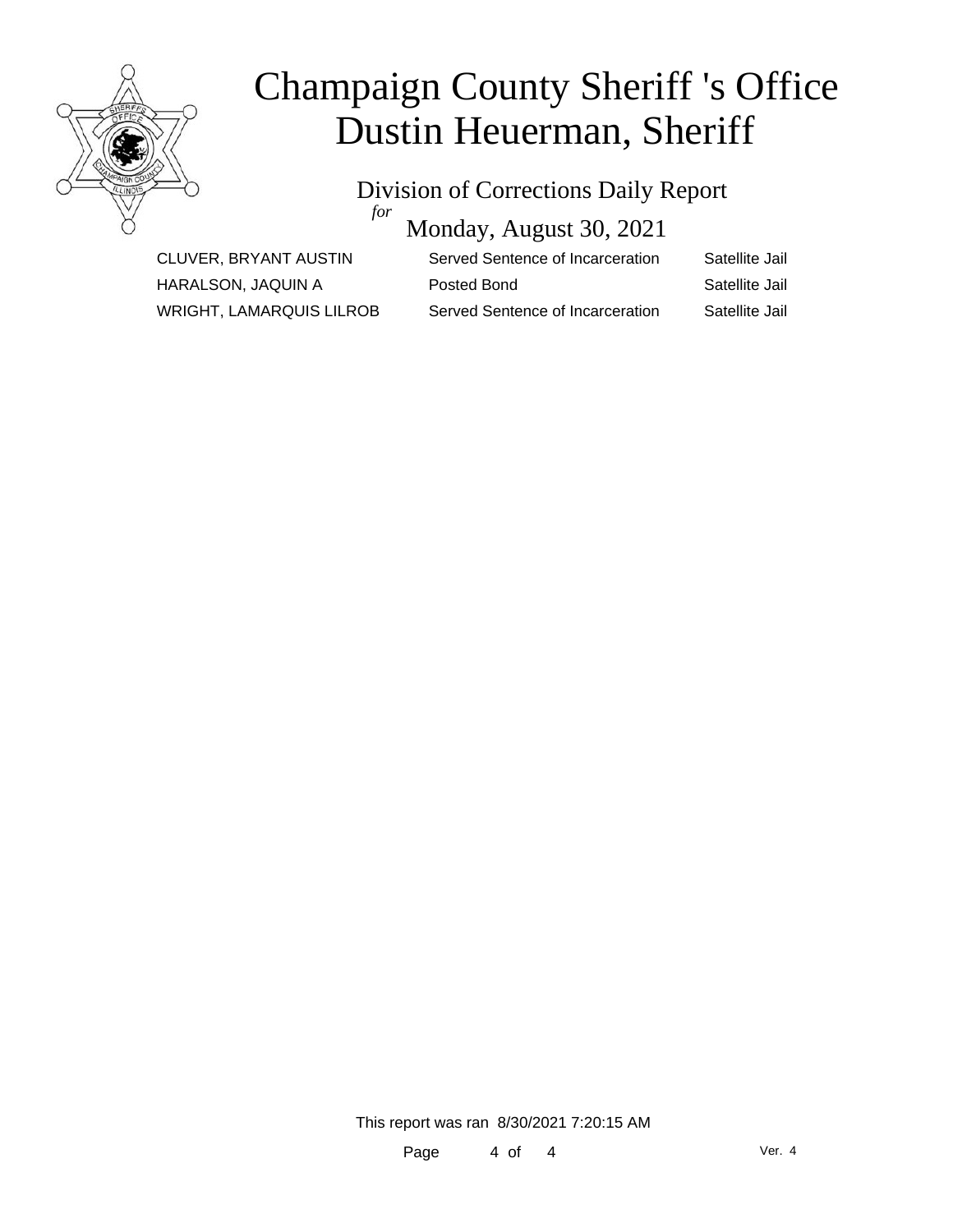# Champaign County Sheriff 's Office
# Dustin Heuerman, Sheriff

## Division of Corrections Daily Report

*for* Monday, August 30, 2021

| | | |
|---|---|---|
| CLUVER, BRYANT AUSTIN | Served Sentence of Incarceration | Satellite Jail |
| HARALSON, JAQUIN A | Posted Bond | Satellite Jail |
| WRIGHT, LAMARQUIS LILROB | Served Sentence of Incarceration | Satellite Jail |

This report was ran 8/30/2021 7:20:15 AM

Ver. 4